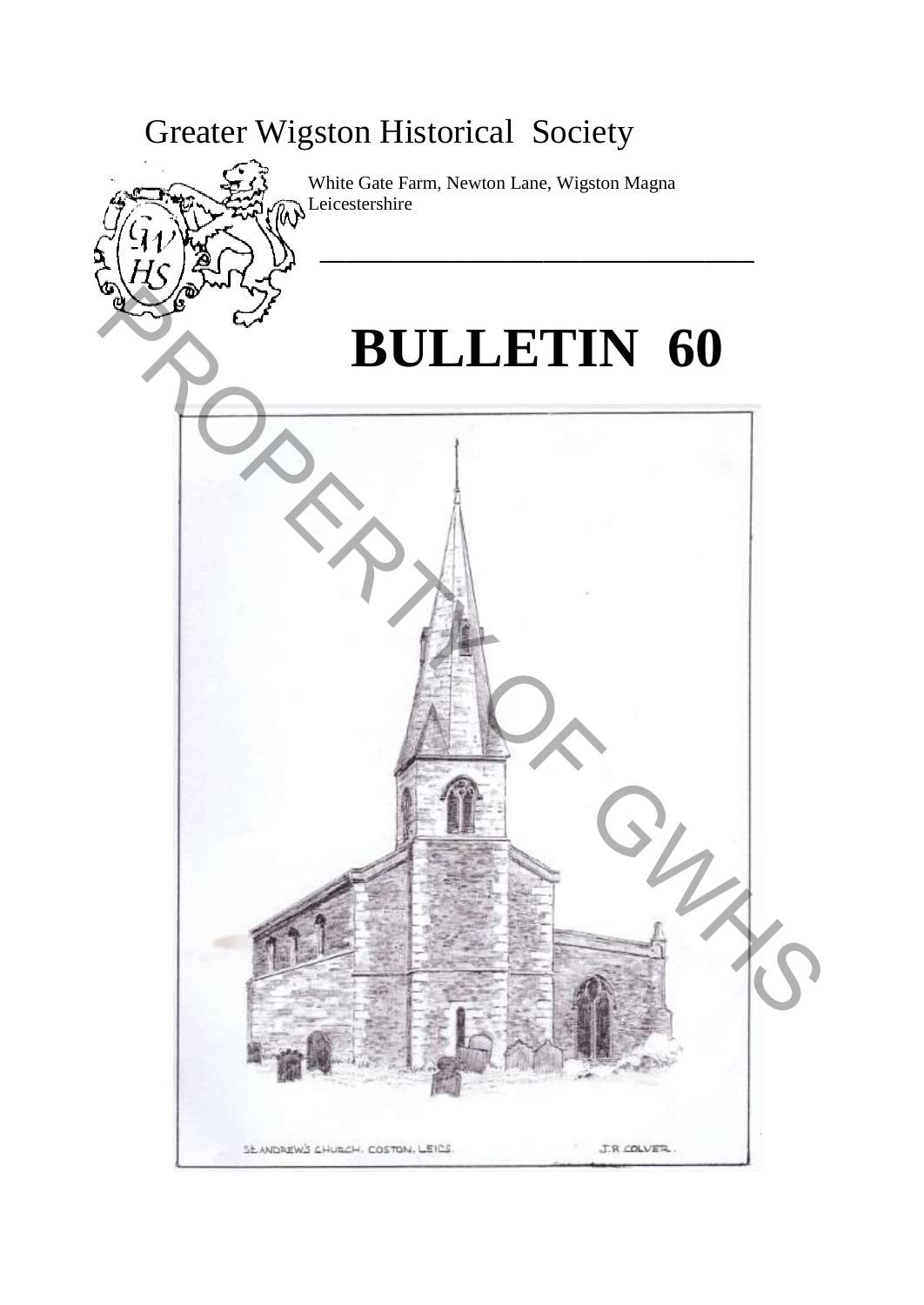# Greater Wigston Historical Society

White Gate Farm, Newton Lane, Wigston Magna
Leicestershire

# BULLETIN 60

St. ANDREW'S CHURCH. COSTON. LEICS. J.R COLVER.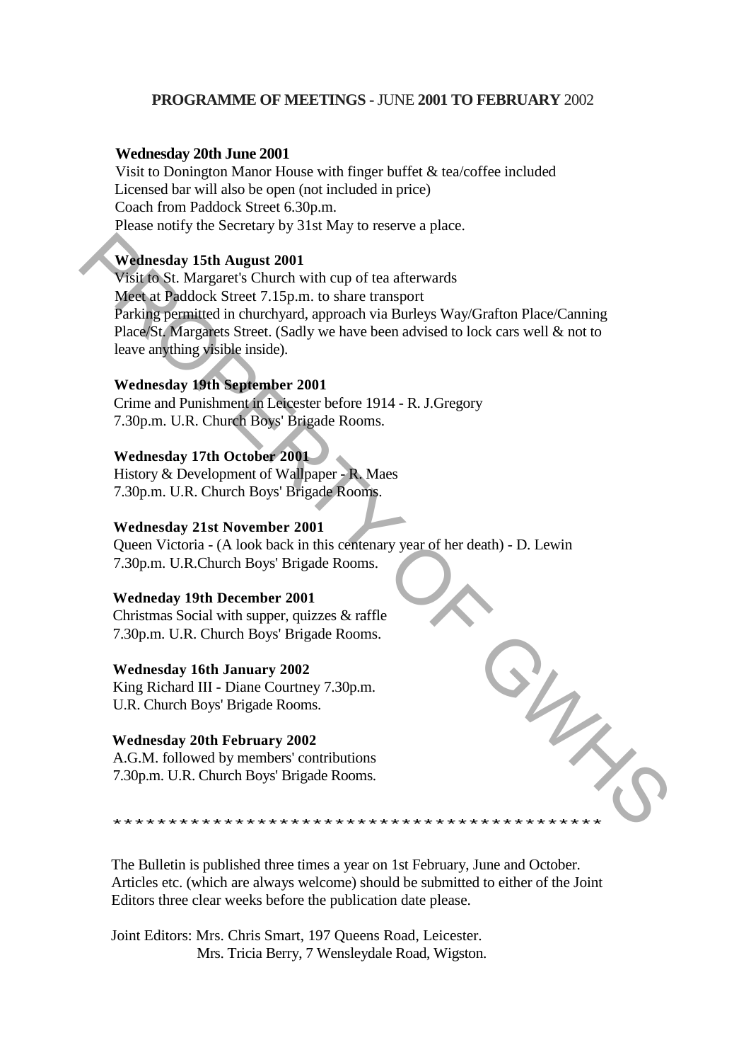## PROGRAMME OF MEETINGS - JUNE 2001 TO FEBRUARY 2002

**Wednesday 20th June 2001**
Visit to Donington Manor House with finger buffet & tea/coffee included
Licensed bar will also be open (not included in price)
Coach from Paddock Street 6.30p.m.
Please notify the Secretary by 31st May to reserve a place.

**Wednesday 15th August 2001**
Visit to St. Margaret's Church with cup of tea afterwards
Meet at Paddock Street 7.15p.m. to share transport
Parking permitted in churchyard, approach via Burleys Way/Grafton Place/Canning Place/St. Margarets Street. (Sadly we have been advised to lock cars well & not to leave anything visible inside).

**Wednesday 19th September 2001**
Crime and Punishment in Leicester before 1914 - R. J.Gregory
7.30p.m. U.R. Church Boys' Brigade Rooms.

**Wednesday 17th October 2001**
History & Development of Wallpaper - R. Maes
7.30p.m. U.R. Church Boys' Brigade Rooms.

**Wednesday 21st November 2001**
Queen Victoria - (A look back in this centenary year of her death) - D. Lewin
7.30p.m. U.R.Church Boys' Brigade Rooms.

**Wedneday 19th December 2001**
Christmas Social with supper, quizzes & raffle
7.30p.m. U.R. Church Boys' Brigade Rooms.

**Wednesday 16th January 2002**
King Richard III - Diane Courtney 7.30p.m.
U.R. Church Boys' Brigade Rooms.

**Wednesday 20th February 2002**
A.G.M. followed by members' contributions
7.30p.m. U.R. Church Boys' Brigade Rooms.

*********************************************

The Bulletin is published three times a year on 1st February, June and October. Articles etc. (which are always welcome) should be submitted to either of the Joint Editors three clear weeks before the publication date please.

Joint Editors: Mrs. Chris Smart, 197 Queens Road, Leicester.
Mrs. Tricia Berry, 7 Wensleydale Road, Wigston.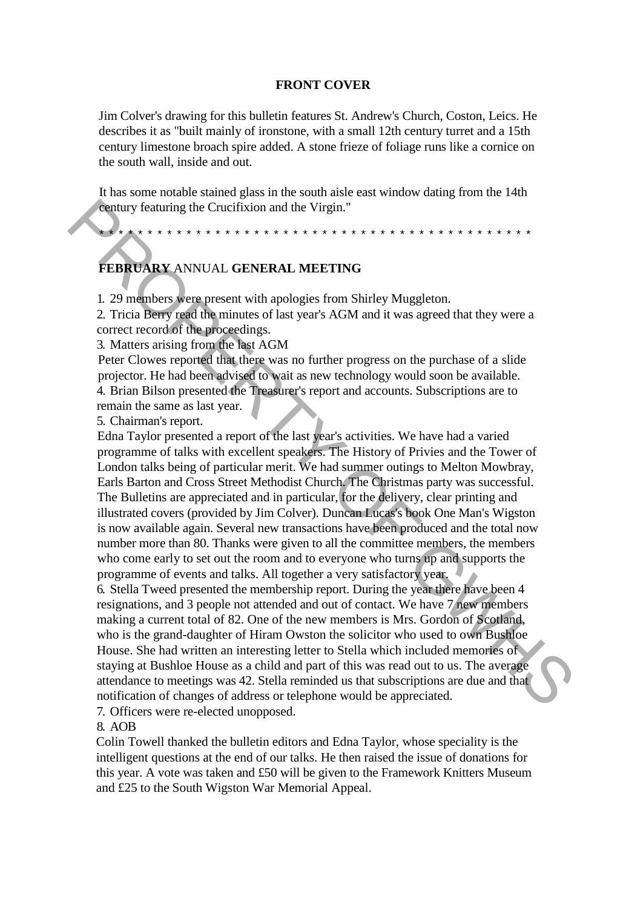## FRONT COVER

Jim Colver's drawing for this bulletin features St. Andrew's Church, Coston, Leics. He describes it as "built mainly of ironstone, with a small 12th century turret and a 15th century limestone broach spire added. A stone frieze of foliage runs like a cornice on the south wall, inside and out.

It has some notable stained glass in the south aisle east window dating from the 14th century featuring the Crucifixion and the Virgin."

\* \* \* \* \* \* \* \* \* \* \* \* \* \* \* \* \* \* \* \* \* \* \* \* \* \* \* \* \* \* \* \* \* \* \* \* \* \* \* \* \* \* \* \* \* \* \*

## FEBRUARY ANNUAL GENERAL MEETING

1. 29 members were present with apologies from Shirley Muggleton.
2. Tricia Berry read the minutes of last year's AGM and it was agreed that they were a correct record of the proceedings.
3. Matters arising from the last AGM

Peter Clowes reported that there was no further progress on the purchase of a slide projector. He had been advised to wait as new technology would soon be available.

4. Brian Bilson presented the Treasurer's report and accounts. Subscriptions are to remain the same as last year.
5. Chairman's report.

Edna Taylor presented a report of the last year's activities. We have had a varied programme of talks with excellent speakers. The History of Privies and the Tower of London talks being of particular merit. We had summer outings to Melton Mowbray, Earls Barton and Cross Street Methodist Church. The Christmas party was successful. The Bulletins are appreciated and in particular, for the delivery, clear printing and illustrated covers (provided by Jim Colver). Duncan Lucas's book One Man's Wigston is now available again. Several new transactions have been produced and the total now number more than 80. Thanks were given to all the committee members, the members who come early to set out the room and to everyone who turns up and supports the programme of events and talks. All together a very satisfactory year.

6. Stella Tweed presented the membership report. During the year there have been 4 resignations, and 3 people not attended and out of contact. We have 7 new members making a current total of 82. One of the new members is Mrs. Gordon of Scotland, who is the grand-daughter of Hiram Owston the solicitor who used to own Bushloe House. She had written an interesting letter to Stella which included memories of staying at Bushloe House as a child and part of this was read out to us. The average attendance to meetings was 42. Stella reminded us that subscriptions are due and that notification of changes of address or telephone would be appreciated.
7. Officers were re-elected unopposed.
8. AOB

Colin Towell thanked the bulletin editors and Edna Taylor, whose speciality is the intelligent questions at the end of our talks. He then raised the issue of donations for this year. A vote was taken and £50 will be given to the Framework Knitters Museum and £25 to the South Wigston War Memorial Appeal.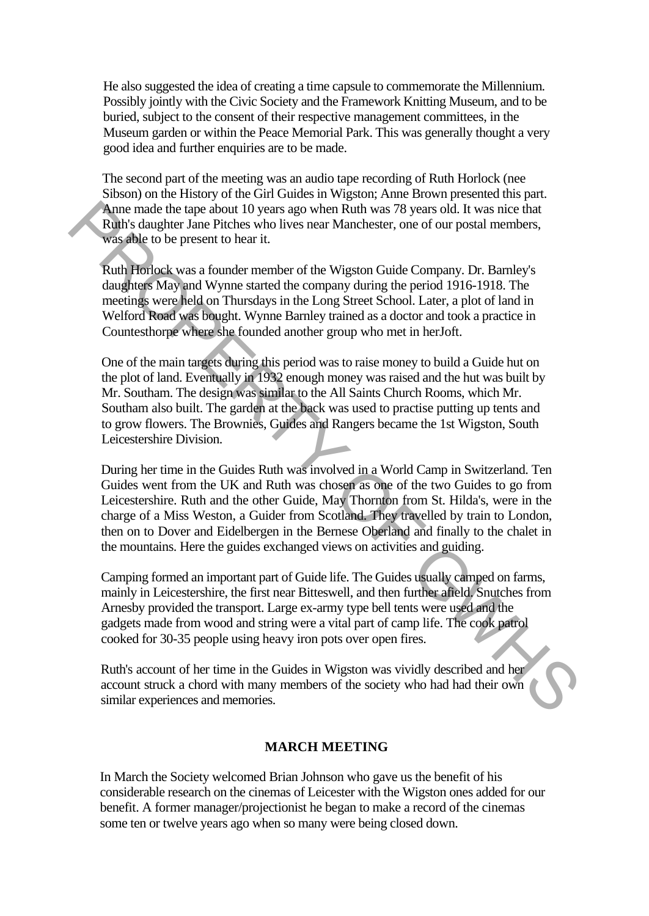He also suggested the idea of creating a time capsule to commemorate the Millennium. Possibly jointly with the Civic Society and the Framework Knitting Museum, and to be buried, subject to the consent of their respective management committees, in the Museum garden or within the Peace Memorial Park. This was generally thought a very good idea and further enquiries are to be made.

The second part of the meeting was an audio tape recording of Ruth Horlock (nee Sibson) on the History of the Girl Guides in Wigston; Anne Brown presented this part. Anne made the tape about 10 years ago when Ruth was 78 years old. It was nice that Ruth's daughter Jane Pitches who lives near Manchester, one of our postal members, was able to be present to hear it.

Ruth Horlock was a founder member of the Wigston Guide Company. Dr. Barnley's daughters May and Wynne started the company during the period 1916-1918. The meetings were held on Thursdays in the Long Street School. Later, a plot of land in Welford Road was bought. Wynne Barnley trained as a doctor and took a practice in Countesthorpe where she founded another group who met in herJoft.

One of the main targets during this period was to raise money to build a Guide hut on the plot of land. Eventually in 1932 enough money was raised and the hut was built by Mr. Southam. The design was similar to the All Saints Church Rooms, which Mr. Southam also built. The garden at the back was used to practise putting up tents and to grow flowers. The Brownies, Guides and Rangers became the 1st Wigston, South Leicestershire Division.

During her time in the Guides Ruth was involved in a World Camp in Switzerland. Ten Guides went from the UK and Ruth was chosen as one of the two Guides to go from Leicestershire. Ruth and the other Guide, May Thornton from St. Hilda's, were in the charge of a Miss Weston, a Guider from Scotland. They travelled by train to London, then on to Dover and Eidelbergen in the Bernese Oberland and finally to the chalet in the mountains. Here the guides exchanged views on activities and guiding.

Camping formed an important part of Guide life. The Guides usually camped on farms, mainly in Leicestershire, the first near Bitteswell, and then further afield. Snutches from Arnesby provided the transport. Large ex-army type bell tents were used and the gadgets made from wood and string were a vital part of camp life. The cook patrol cooked for 30-35 people using heavy iron pots over open fires.

Ruth's account of her time in the Guides in Wigston was vividly described and her account struck a chord with many members of the society who had had their own similar experiences and memories.

## MARCH MEETING

In March the Society welcomed Brian Johnson who gave us the benefit of his considerable research on the cinemas of Leicester with the Wigston ones added for our benefit. A former manager/projectionist he began to make a record of the cinemas some ten or twelve years ago when so many were being closed down.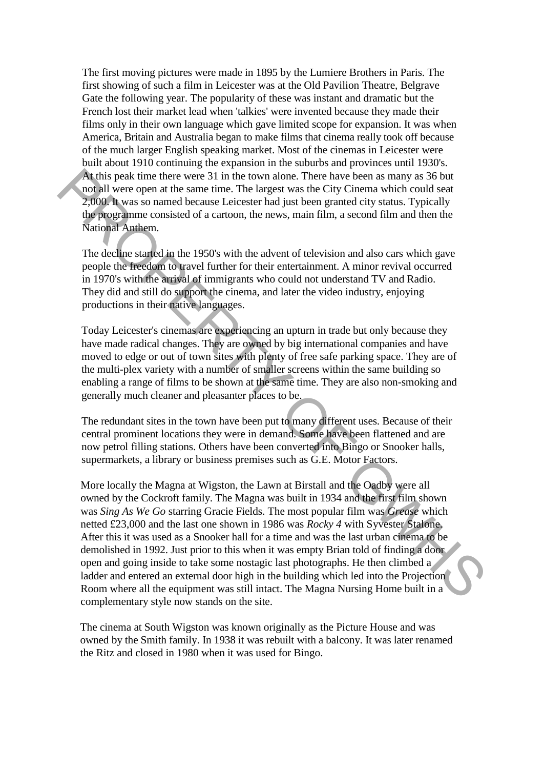The first moving pictures were made in 1895 by the Lumiere Brothers in Paris. The first showing of such a film in Leicester was at the Old Pavilion Theatre, Belgrave Gate the following year. The popularity of these was instant and dramatic but the French lost their market lead when 'talkies' were invented because they made their films only in their own language which gave limited scope for expansion. It was when America, Britain and Australia began to make films that cinema really took off because of the much larger English speaking market. Most of the cinemas in Leicester were built about 1910 continuing the expansion in the suburbs and provinces until 1930's. At this peak time there were 31 in the town alone. There have been as many as 36 but not all were open at the same time. The largest was the City Cinema which could seat 2,000. It was so named because Leicester had just been granted city status. Typically the programme consisted of a cartoon, the news, main film, a second film and then the National Anthem.

The decline started in the 1950's with the advent of television and also cars which gave people the freedom to travel further for their entertainment. A minor revival occurred in 1970's with the arrival of immigrants who could not understand TV and Radio. They did and still do support the cinema, and later the video industry, enjoying productions in their native languages.

Today Leicester's cinemas are experiencing an upturn in trade but only because they have made radical changes. They are owned by big international companies and have moved to edge or out of town sites with plenty of free safe parking space. They are of the multi-plex variety with a number of smaller screens within the same building so enabling a range of films to be shown at the same time. They are also non-smoking and generally much cleaner and pleasanter places to be.

The redundant sites in the town have been put to many different uses. Because of their central prominent locations they were in demand. Some have been flattened and are now petrol filling stations. Others have been converted into Bingo or Snooker halls, supermarkets, a library or business premises such as G.E. Motor Factors.

More locally the Magna at Wigston, the Lawn at Birstall and the Oadby were all owned by the Cockroft family. The Magna was built in 1934 and the first film shown was *Sing As We Go* starring Gracie Fields. The most popular film was *Grease* which netted £23,000 and the last one shown in 1986 was *Rocky 4* with Syvester Stalone. After this it was used as a Snooker hall for a time and was the last urban cinema to be demolished in 1992. Just prior to this when it was empty Brian told of finding a door open and going inside to take some nostagic last photographs. He then climbed a ladder and entered an external door high in the building which led into the Projection Room where all the equipment was still intact. The Magna Nursing Home built in a complementary style now stands on the site.

The cinema at South Wigston was known originally as the Picture House and was owned by the Smith family. In 1938 it was rebuilt with a balcony. It was later renamed the Ritz and closed in 1980 when it was used for Bingo.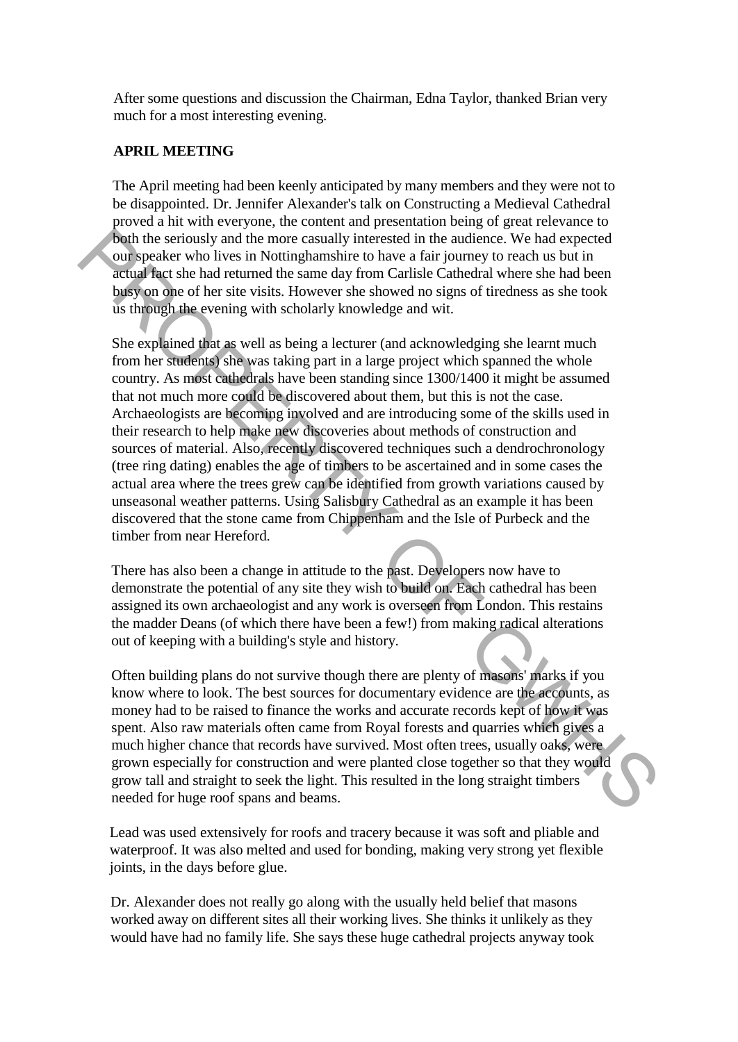After some questions and discussion the Chairman, Edna Taylor, thanked Brian very much for a most interesting evening.

**APRIL MEETING**

The April meeting had been keenly anticipated by many members and they were not to be disappointed. Dr. Jennifer Alexander's talk on Constructing a Medieval Cathedral proved a hit with everyone, the content and presentation being of great relevance to both the seriously and the more casually interested in the audience. We had expected our speaker who lives in Nottinghamshire to have a fair journey to reach us but in actual fact she had returned the same day from Carlisle Cathedral where she had been busy on one of her site visits. However she showed no signs of tiredness as she took us through the evening with scholarly knowledge and wit.

She explained that as well as being a lecturer (and acknowledging she learnt much from her students) she was taking part in a large project which spanned the whole country. As most cathedrals have been standing since 1300/1400 it might be assumed that not much more could be discovered about them, but this is not the case. Archaeologists are becoming involved and are introducing some of the skills used in their research to help make new discoveries about methods of construction and sources of material. Also, recently discovered techniques such a dendrochronology (tree ring dating) enables the age of timbers to be ascertained and in some cases the actual area where the trees grew can be identified from growth variations caused by unseasonal weather patterns. Using Salisbury Cathedral as an example it has been discovered that the stone came from Chippenham and the Isle of Purbeck and the timber from near Hereford.

There has also been a change in attitude to the past. Developers now have to demonstrate the potential of any site they wish to build on. Each cathedral has been assigned its own archaeologist and any work is overseen from London. This restains the madder Deans (of which there have been a few!) from making radical alterations out of keeping with a building's style and history.

Often building plans do not survive though there are plenty of masons' marks if you know where to look. The best sources for documentary evidence are the accounts, as money had to be raised to finance the works and accurate records kept of how it was spent. Also raw materials often came from Royal forests and quarries which gives a much higher chance that records have survived. Most often trees, usually oaks, were grown especially for construction and were planted close together so that they would grow tall and straight to seek the light. This resulted in the long straight timbers needed for huge roof spans and beams.

Lead was used extensively for roofs and tracery because it was soft and pliable and waterproof. It was also melted and used for bonding, making very strong yet flexible joints, in the days before glue.

Dr. Alexander does not really go along with the usually held belief that masons worked away on different sites all their working lives. She thinks it unlikely as they would have had no family life. She says these huge cathedral projects anyway took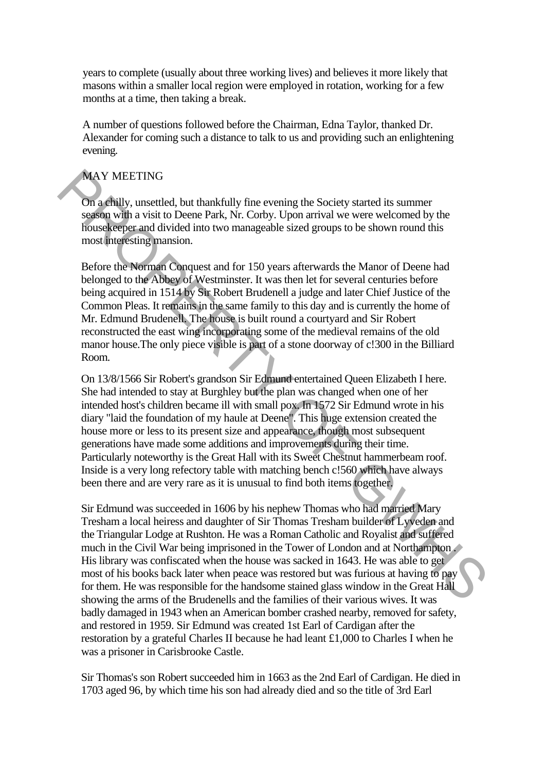years to complete (usually about three working lives) and believes it more likely that masons within a smaller local region were employed in rotation, working for a few months at a time, then taking a break.

A number of questions followed before the Chairman, Edna Taylor, thanked Dr. Alexander for coming such a distance to talk to us and providing such an enlightening evening.

## MAY MEETING

On a chilly, unsettled, but thankfully fine evening the Society started its summer season with a visit to Deene Park, Nr. Corby. Upon arrival we were welcomed by the housekeeper and divided into two manageable sized groups to be shown round this most interesting mansion.

Before the Norman Conquest and for 150 years afterwards the Manor of Deene had belonged to the Abbey of Westminster. It was then let for several centuries before being acquired in 1514 by Sir Robert Brudenell a judge and later Chief Justice of the Common Pleas. It remains in the same family to this day and is currently the home of Mr. Edmund Brudenell. The house is built round a courtyard and Sir Robert reconstructed the east wing incorporating some of the medieval remains of the old manor house.The only piece visible is part of a stone doorway of c!300 in the Billiard Room.

On 13/8/1566 Sir Robert's grandson Sir Edmund entertained Queen Elizabeth I here. She had intended to stay at Burghley but the plan was changed when one of her intended host's children became ill with small pox. In 1572 Sir Edmund wrote in his diary "laid the foundation of my haule at Deene". This huge extension created the house more or less to its present size and appearance, though most subsequent generations have made some additions and improvements during their time. Particularly noteworthy is the Great Hall with its Sweet Chestnut hammerbeam roof. Inside is a very long refectory table with matching bench c!560 which have always been there and are very rare as it is unusual to find both items together.

Sir Edmund was succeeded in 1606 by his nephew Thomas who had married Mary Tresham a local heiress and daughter of Sir Thomas Tresham builder of Lyveden and the Triangular Lodge at Rushton. He was a Roman Catholic and Royalist and suffered much in the Civil War being imprisoned in the Tower of London and at Northampton . His library was confiscated when the house was sacked in 1643. He was able to get most of his books back later when peace was restored but was furious at having to pay for them. He was responsible for the handsome stained glass window in the Great Hall showing the arms of the Brudenells and the families of their various wives. It was badly damaged in 1943 when an American bomber crashed nearby, removed for safety, and restored in 1959. Sir Edmund was created 1st Earl of Cardigan after the restoration by a grateful Charles II because he had leant £1,000 to Charles I when he was a prisoner in Carisbrooke Castle.

Sir Thomas's son Robert succeeded him in 1663 as the 2nd Earl of Cardigan. He died in 1703 aged 96, by which time his son had already died and so the title of 3rd Earl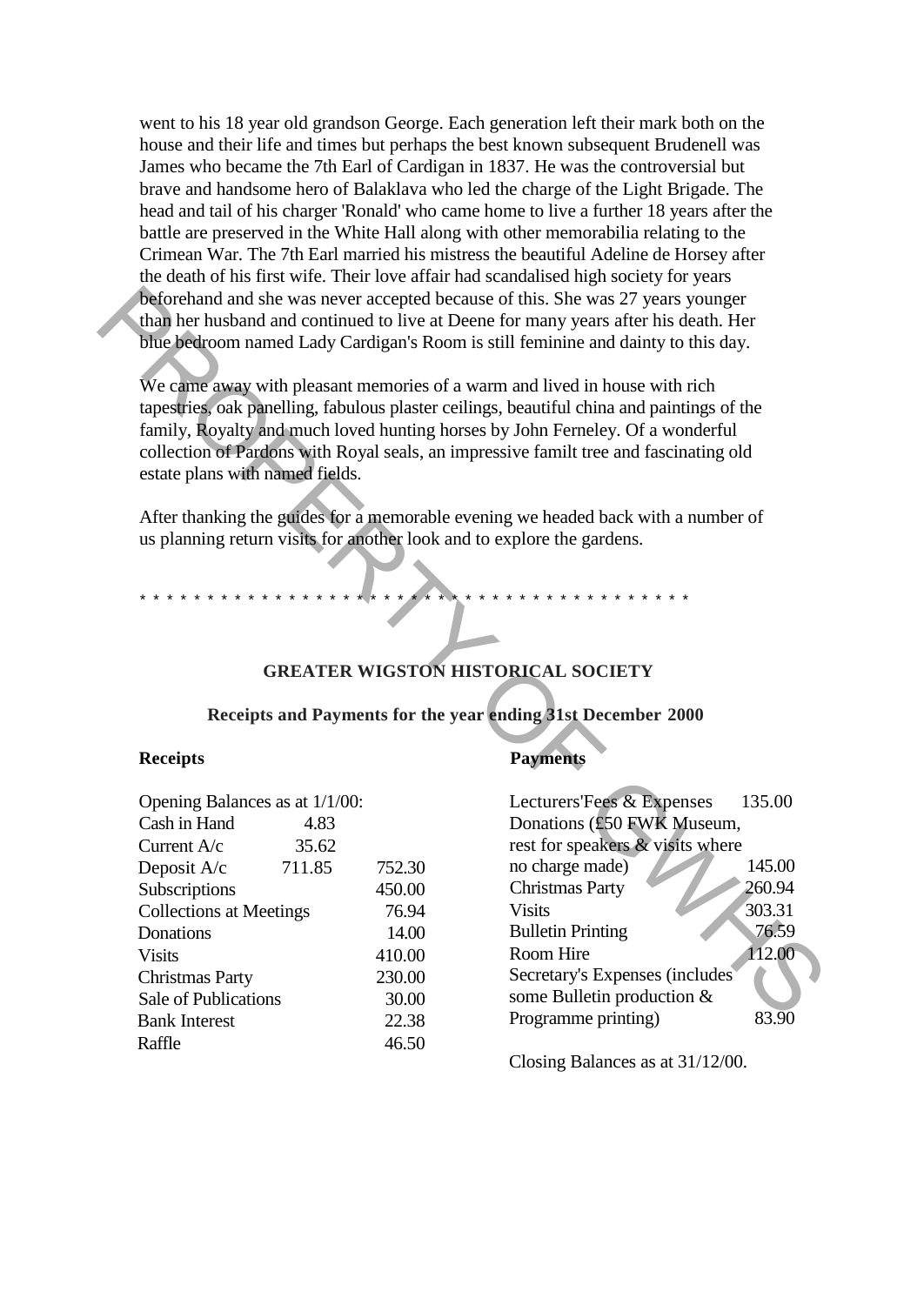went to his 18 year old grandson George. Each generation left their mark both on the house and their life and times but perhaps the best known subsequent Brudenell was James who became the 7th Earl of Cardigan in 1837. He was the controversial but brave and handsome hero of Balaklava who led the charge of the Light Brigade. The head and tail of his charger 'Ronald' who came home to live a further 18 years after the battle are preserved in the White Hall along with other memorabilia relating to the Crimean War. The 7th Earl married his mistress the beautiful Adeline de Horsey after the death of his first wife. Their love affair had scandalised high society for years beforehand and she was never accepted because of this. She was 27 years younger than her husband and continued to live at Deene for many years after his death. Her blue bedroom named Lady Cardigan's Room is still feminine and dainty to this day.

We came away with pleasant memories of a warm and lived in house with rich tapestries, oak panelling, fabulous plaster ceilings, beautiful china and paintings of the family, Royalty and much loved hunting horses by John Ferneley. Of a wonderful collection of Pardons with Royal seals, an impressive familt tree and fascinating old estate plans with named fields.

After thanking the guides for a memorable evening we headed back with a number of us planning return visits for another look and to explore the gardens.

* * * * * * * * * * * * * * * * * * * * * * * * * * * * * * * * * * * * * * * * * * *

## GREATER WIGSTON HISTORICAL SOCIETY

### Receipts and Payments for the year ending 31st December 2000

**Receipts**

| | | |
|---|---|---|
| Opening Balances as at 1/1/00: | | |
| Cash in Hand | 4.83 | |
| Current A/c | 35.62 | |
| Deposit A/c | 711.85 | 752.30 |
| Subscriptions | | 450.00 |
| Collections at Meetings | | 76.94 |
| Donations | | 14.00 |
| Visits | | 410.00 |
| Christmas Party | | 230.00 |
| Sale of Publications | | 30.00 |
| Bank Interest | | 22.38 |
| Raffle | | 46.50 |

**Payments**

| | |
|---|---|
| Lecturers'Fees & Expenses | 135.00 |
| Donations (£50 FWK Museum, rest for speakers & visits where no charge made) | 145.00 |
| Christmas Party | 260.94 |
| Visits | 303.31 |
| Bulletin Printing | 76.59 |
| Room Hire | 112.00 |
| Secretary's Expenses (includes some Bulletin production & Programme printing) | 83.90 |

Closing Balances as at 31/12/00.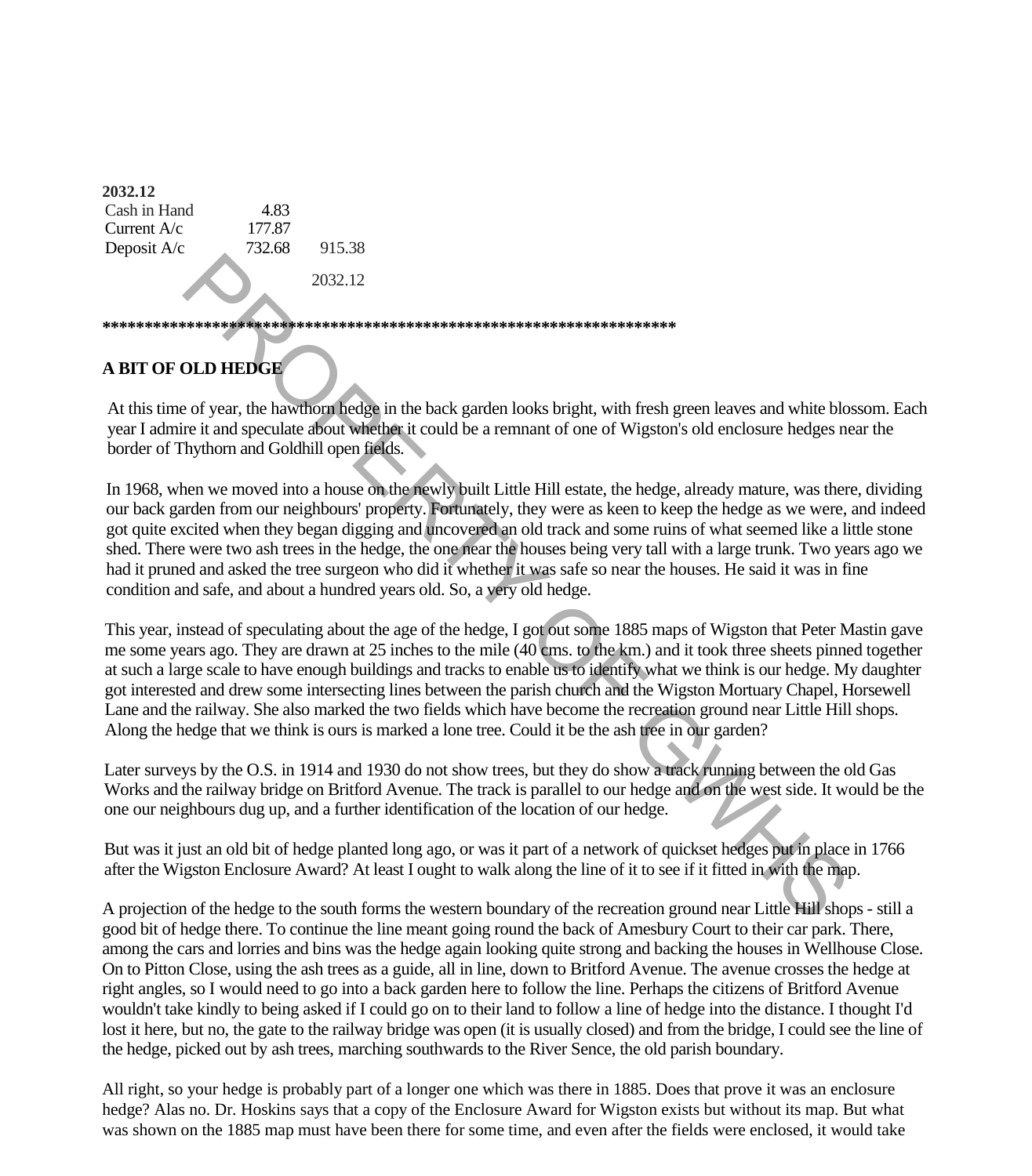**2032.12**

| | | |
|---|---|---|
| Cash in Hand | 4.83 | |
| Current A/c | 177.87 | |
| Deposit A/c | 732.68 | 915.38 |
| | | 2032.12 |

*****************************************************************************

**A BIT OF OLD HEDGE**

At this time of year, the hawthorn hedge in the back garden looks bright, with fresh green leaves and white blossom. Each year I admire it and speculate about whether it could be a remnant of one of Wigston's old enclosure hedges near the border of Thythorn and Goldhill open fields.

In 1968, when we moved into a house on the newly built Little Hill estate, the hedge, already mature, was there, dividing our back garden from our neighbours' property. Fortunately, they were as keen to keep the hedge as we were, and indeed got quite excited when they began digging and uncovered an old track and some ruins of what seemed like a little stone shed. There were two ash trees in the hedge, the one near the houses being very tall with a large trunk. Two years ago we had it pruned and asked the tree surgeon who did it whether it was safe so near the houses. He said it was in fine condition and safe, and about a hundred years old. So, a very old hedge.

This year, instead of speculating about the age of the hedge, I got out some 1885 maps of Wigston that Peter Mastin gave me some years ago. They are drawn at 25 inches to the mile (40 cms. to the km.) and it took three sheets pinned together at such a large scale to have enough buildings and tracks to enable us to identify what we think is our hedge. My daughter got interested and drew some intersecting lines between the parish church and the Wigston Mortuary Chapel, Horsewell Lane and the railway. She also marked the two fields which have become the recreation ground near Little Hill shops. Along the hedge that we think is ours is marked a lone tree. Could it be the ash tree in our garden?

Later surveys by the O.S. in 1914 and 1930 do not show trees, but they do show a track running between the old Gas Works and the railway bridge on Britford Avenue. The track is parallel to our hedge and on the west side. It would be the one our neighbours dug up, and a further identification of the location of our hedge.

But was it just an old bit of hedge planted long ago, or was it part of a network of quickset hedges put in place in 1766 after the Wigston Enclosure Award? At least I ought to walk along the line of it to see if it fitted in with the map.

A projection of the hedge to the south forms the western boundary of the recreation ground near Little Hill shops - still a good bit of hedge there. To continue the line meant going round the back of Amesbury Court to their car park. There, among the cars and lorries and bins was the hedge again looking quite strong and backing the houses in Wellhouse Close. On to Pitton Close, using the ash trees as a guide, all in line, down to Britford Avenue. The avenue crosses the hedge at right angles, so I would need to go into a back garden here to follow the line. Perhaps the citizens of Britford Avenue wouldn't take kindly to being asked if I could go on to their land to follow a line of hedge into the distance. I thought I'd lost it here, but no, the gate to the railway bridge was open (it is usually closed) and from the bridge, I could see the line of the hedge, picked out by ash trees, marching southwards to the River Sence, the old parish boundary.

All right, so your hedge is probably part of a longer one which was there in 1885. Does that prove it was an enclosure hedge? Alas no. Dr. Hoskins says that a copy of the Enclosure Award for Wigston exists but without its map. But what was shown on the 1885 map must have been there for some time, and even after the fields were enclosed, it would take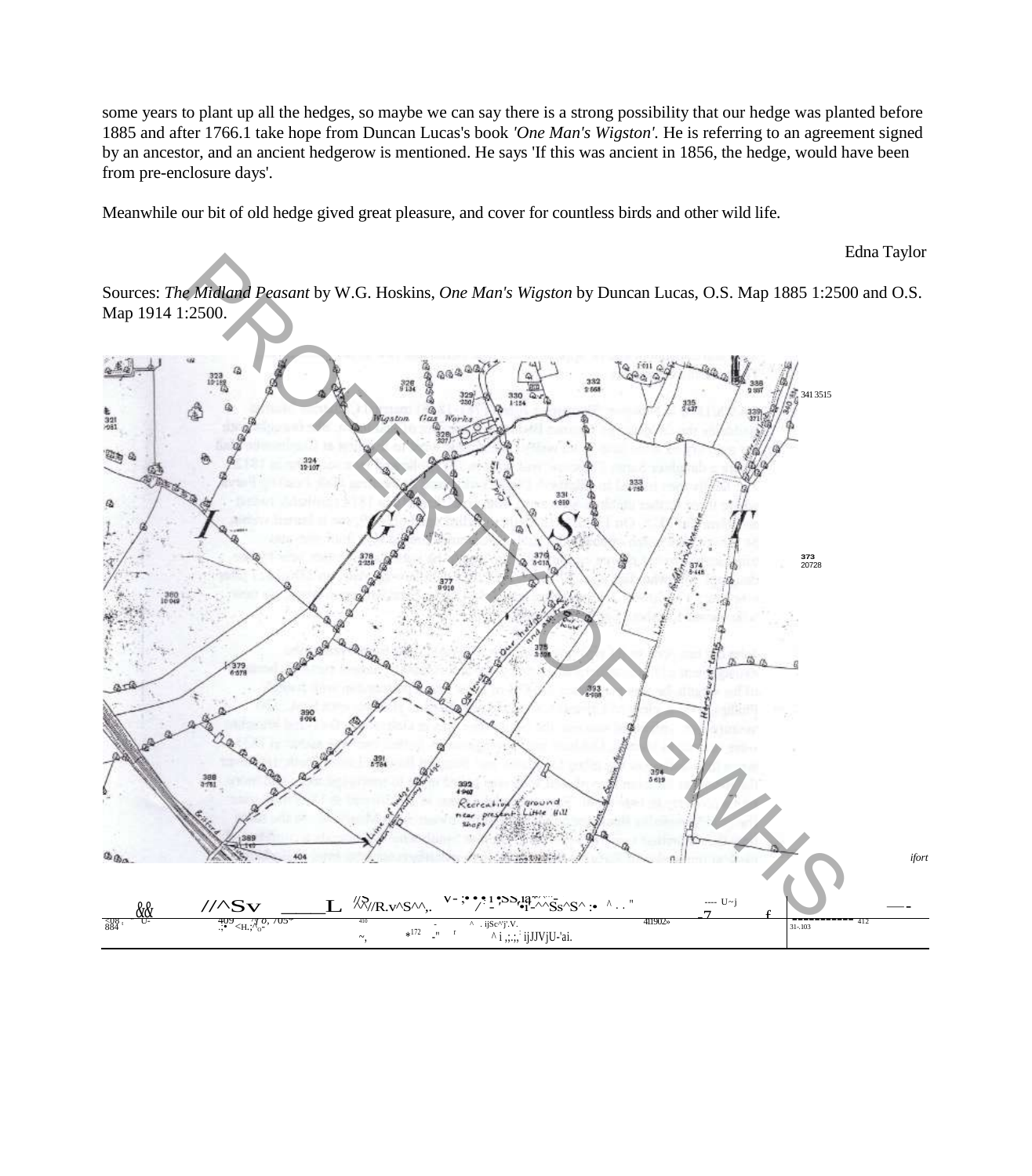some years to plant up all the hedges, so maybe we can say there is a strong possibility that our hedge was planted before 1885 and after 1766.1 take hope from Duncan Lucas's book *'One Man's Wigston'.* He is referring to an agreement signed by an ancestor, and an ancient hedgerow is mentioned. He says 'If this was ancient in 1856, the hedge, would have been from pre-enclosure days'.

Meanwhile our bit of old hedge gived great pleasure, and cover for countless birds and other wild life.

Edna Taylor

Sources: *The Midland Peasant* by W.G. Hoskins, *One Man's Wigston* by Duncan Lucas, O.S. Map 1885 1:2500 and O.S. Map 1914 1:2500.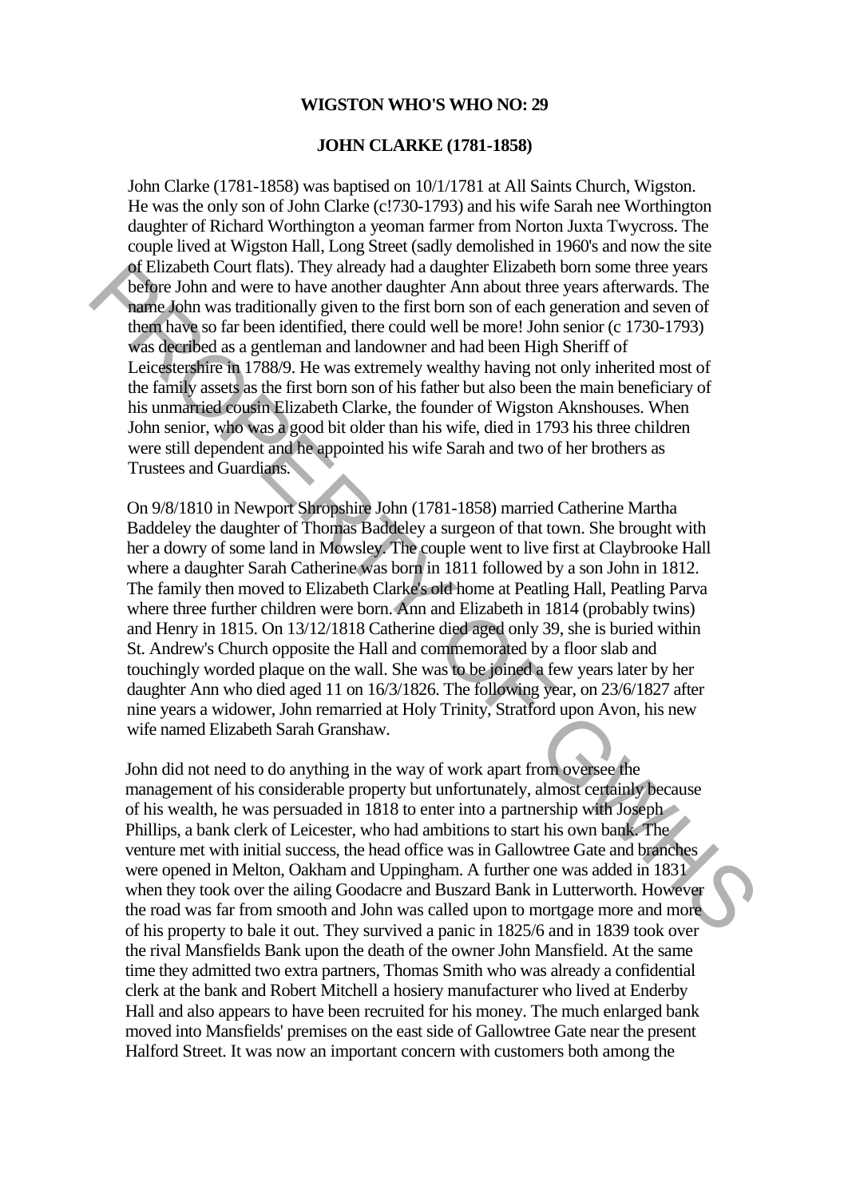**WIGSTON WHO'S WHO NO: 29**

**JOHN CLARKE (1781-1858)**

John Clarke (1781-1858) was baptised on 10/1/1781 at All Saints Church, Wigston. He was the only son of John Clarke (c!730-1793) and his wife Sarah nee Worthington daughter of Richard Worthington a yeoman farmer from Norton Juxta Twycross. The couple lived at Wigston Hall, Long Street (sadly demolished in 1960's and now the site of Elizabeth Court flats). They already had a daughter Elizabeth born some three years before John and were to have another daughter Ann about three years afterwards. The name John was traditionally given to the first born son of each generation and seven of them have so far been identified, there could well be more! John senior (c 1730-1793) was decribed as a gentleman and landowner and had been High Sheriff of Leicestershire in 1788/9. He was extremely wealthy having not only inherited most of the family assets as the first born son of his father but also been the main beneficiary of his unmarried cousin Elizabeth Clarke, the founder of Wigston Aknshouses. When John senior, who was a good bit older than his wife, died in 1793 his three children were still dependent and he appointed his wife Sarah and two of her brothers as Trustees and Guardians.

On 9/8/1810 in Newport Shropshire John (1781-1858) married Catherine Martha Baddeley the daughter of Thomas Baddeley a surgeon of that town. She brought with her a dowry of some land in Mowsley. The couple went to live first at Claybrooke Hall where a daughter Sarah Catherine was born in 1811 followed by a son John in 1812. The family then moved to Elizabeth Clarke's old home at Peatling Hall, Peatling Parva where three further children were born. Ann and Elizabeth in 1814 (probably twins) and Henry in 1815. On 13/12/1818 Catherine died aged only 39, she is buried within St. Andrew's Church opposite the Hall and commemorated by a floor slab and touchingly worded plaque on the wall. She was to be joined a few years later by her daughter Ann who died aged 11 on 16/3/1826. The following year, on 23/6/1827 after nine years a widower, John remarried at Holy Trinity, Stratford upon Avon, his new wife named Elizabeth Sarah Granshaw.

John did not need to do anything in the way of work apart from oversee the management of his considerable property but unfortunately, almost certainly because of his wealth, he was persuaded in 1818 to enter into a partnership with Joseph Phillips, a bank clerk of Leicester, who had ambitions to start his own bank. The venture met with initial success, the head office was in Gallowtree Gate and branches were opened in Melton, Oakham and Uppingham. A further one was added in 1831 when they took over the ailing Goodacre and Buszard Bank in Lutterworth. However the road was far from smooth and John was called upon to mortgage more and more of his property to bale it out. They survived a panic in 1825/6 and in 1839 took over the rival Mansfields Bank upon the death of the owner John Mansfield. At the same time they admitted two extra partners, Thomas Smith who was already a confidential clerk at the bank and Robert Mitchell a hosiery manufacturer who lived at Enderby Hall and also appears to have been recruited for his money. The much enlarged bank moved into Mansfields' premises on the east side of Gallowtree Gate near the present Halford Street. It was now an important concern with customers both among the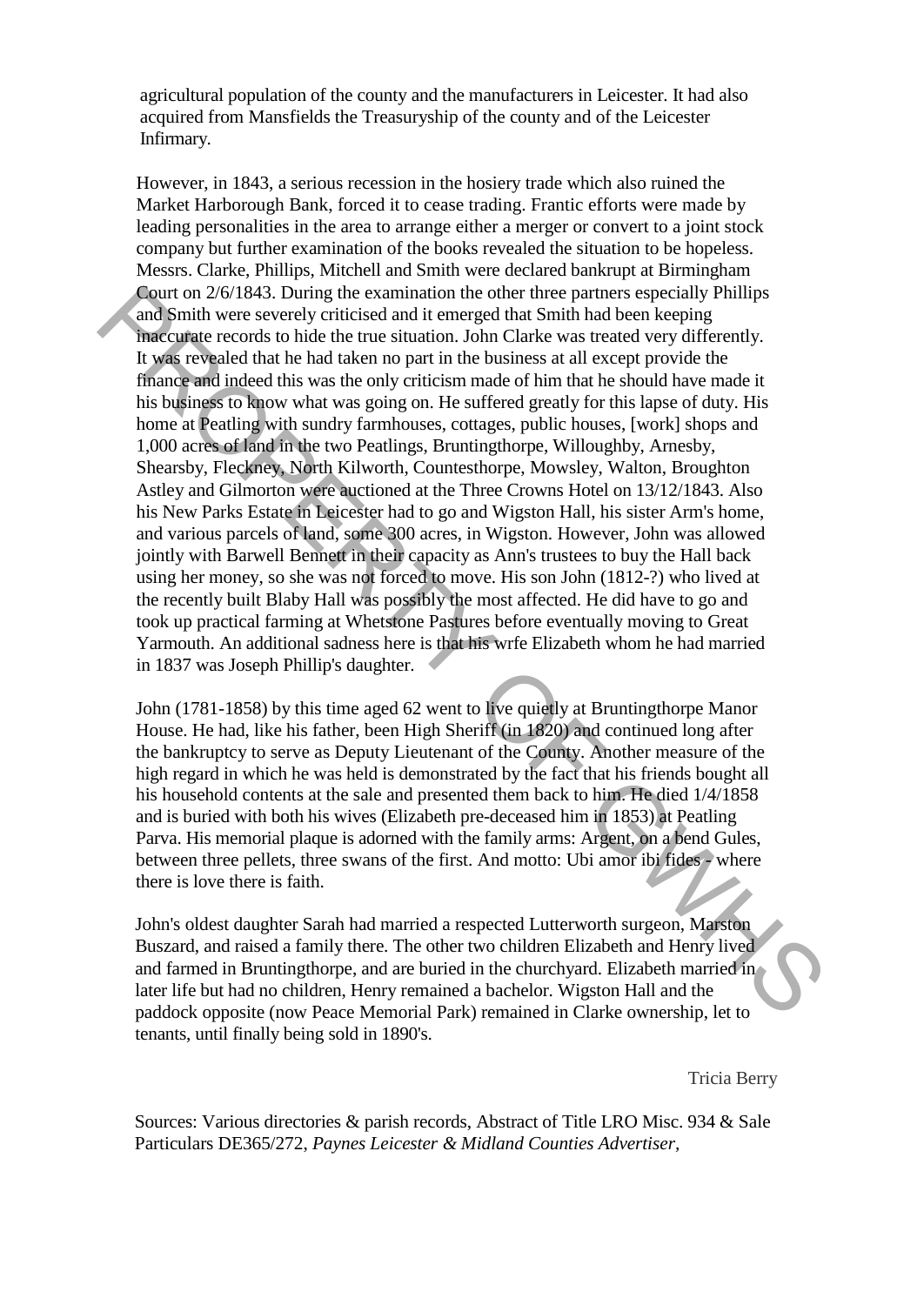agricultural population of the county and the manufacturers in Leicester. It had also acquired from Mansfields the Treasuryship of the county and of the Leicester Infirmary.

However, in 1843, a serious recession in the hosiery trade which also ruined the Market Harborough Bank, forced it to cease trading. Frantic efforts were made by leading personalities in the area to arrange either a merger or convert to a joint stock company but further examination of the books revealed the situation to be hopeless. Messrs. Clarke, Phillips, Mitchell and Smith were declared bankrupt at Birmingham Court on 2/6/1843. During the examination the other three partners especially Phillips and Smith were severely criticised and it emerged that Smith had been keeping inaccurate records to hide the true situation. John Clarke was treated very differently. It was revealed that he had taken no part in the business at all except provide the finance and indeed this was the only criticism made of him that he should have made it his business to know what was going on. He suffered greatly for this lapse of duty. His home at Peatling with sundry farmhouses, cottages, public houses, [work] shops and 1,000 acres of land in the two Peatlings, Bruntingthorpe, Willoughby, Arnesby, Shearsby, Fleckney, North Kilworth, Countesthorpe, Mowsley, Walton, Broughton Astley and Gilmorton were auctioned at the Three Crowns Hotel on 13/12/1843. Also his New Parks Estate in Leicester had to go and Wigston Hall, his sister Arm's home, and various parcels of land, some 300 acres, in Wigston. However, John was allowed jointly with Barwell Bennett in their capacity as Ann's trustees to buy the Hall back using her money, so she was not forced to move. His son John (1812-?) who lived at the recently built Blaby Hall was possibly the most affected. He did have to go and took up practical farming at Whetstone Pastures before eventually moving to Great Yarmouth. An additional sadness here is that his wrfe Elizabeth whom he had married in 1837 was Joseph Phillip's daughter.

John (1781-1858) by this time aged 62 went to live quietly at Bruntingthorpe Manor House. He had, like his father, been High Sheriff (in 1820) and continued long after the bankruptcy to serve as Deputy Lieutenant of the County. Another measure of the high regard in which he was held is demonstrated by the fact that his friends bought all his household contents at the sale and presented them back to him. He died 1/4/1858 and is buried with both his wives (Elizabeth pre-deceased him in 1853) at Peatling Parva. His memorial plaque is adorned with the family arms: Argent, on a bend Gules, between three pellets, three swans of the first. And motto: Ubi amor ibi fides - where there is love there is faith.

John's oldest daughter Sarah had married a respected Lutterworth surgeon, Marston Buszard, and raised a family there. The other two children Elizabeth and Henry lived and farmed in Bruntingthorpe, and are buried in the churchyard. Elizabeth married in later life but had no children, Henry remained a bachelor. Wigston Hall and the paddock opposite (now Peace Memorial Park) remained in Clarke ownership, let to tenants, until finally being sold in 1890's.

Tricia Berry

Sources: Various directories & parish records, Abstract of Title LRO Misc. 934 & Sale Particulars DE365/272, *Paynes Leicester & Midland Counties Advertiser,*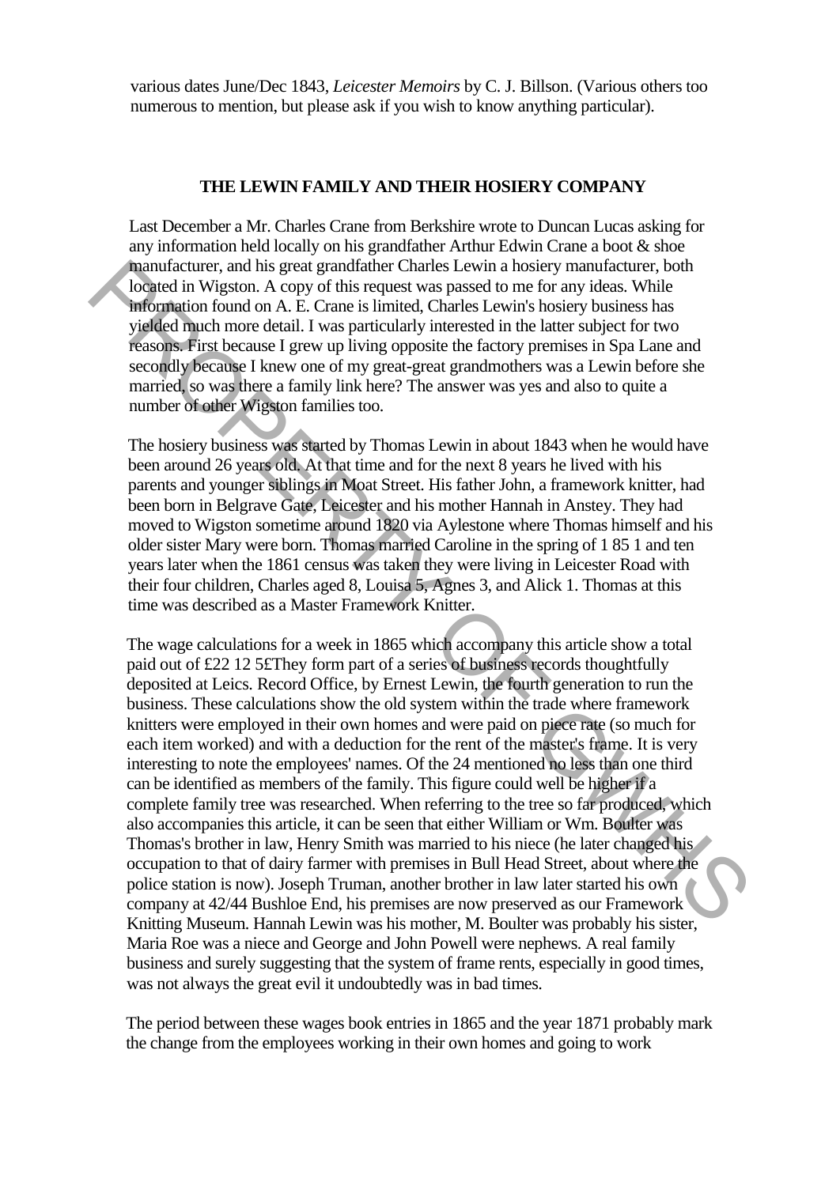various dates June/Dec 1843, *Leicester Memoirs* by C. J. Billson. (Various others too numerous to mention, but please ask if you wish to know anything particular).

## THE LEWIN FAMILY AND THEIR HOSIERY COMPANY

Last December a Mr. Charles Crane from Berkshire wrote to Duncan Lucas asking for any information held locally on his grandfather Arthur Edwin Crane a boot & shoe manufacturer, and his great grandfather Charles Lewin a hosiery manufacturer, both located in Wigston. A copy of this request was passed to me for any ideas. While information found on A. E. Crane is limited, Charles Lewin's hosiery business has yielded much more detail. I was particularly interested in the latter subject for two reasons. First because I grew up living opposite the factory premises in Spa Lane and secondly because I knew one of my great-great grandmothers was a Lewin before she married, so was there a family link here? The answer was yes and also to quite a number of other Wigston families too.

The hosiery business was started by Thomas Lewin in about 1843 when he would have been around 26 years old. At that time and for the next 8 years he lived with his parents and younger siblings in Moat Street. His father John, a framework knitter, had been born in Belgrave Gate, Leicester and his mother Hannah in Anstey. They had moved to Wigston sometime around 1820 via Aylestone where Thomas himself and his older sister Mary were born. Thomas married Caroline in the spring of 1 85 1 and ten years later when the 1861 census was taken they were living in Leicester Road with their four children, Charles aged 8, Louisa 5, Agnes 3, and Alick 1. Thomas at this time was described as a Master Framework Knitter.

The wage calculations for a week in 1865 which accompany this article show a total paid out of £22 12 5£They form part of a series of business records thoughtfully deposited at Leics. Record Office, by Ernest Lewin, the fourth generation to run the business. These calculations show the old system within the trade where framework knitters were employed in their own homes and were paid on piece rate (so much for each item worked) and with a deduction for the rent of the master's frame. It is very interesting to note the employees' names. Of the 24 mentioned no less than one third can be identified as members of the family. This figure could well be higher if a complete family tree was researched. When referring to the tree so far produced, which also accompanies this article, it can be seen that either William or Wm. Boulter was Thomas's brother in law, Henry Smith was married to his niece (he later changed his occupation to that of dairy farmer with premises in Bull Head Street, about where the police station is now). Joseph Truman, another brother in law later started his own company at 42/44 Bushloe End, his premises are now preserved as our Framework Knitting Museum. Hannah Lewin was his mother, M. Boulter was probably his sister, Maria Roe was a niece and George and John Powell were nephews. A real family business and surely suggesting that the system of frame rents, especially in good times, was not always the great evil it undoubtedly was in bad times.

The period between these wages book entries in 1865 and the year 1871 probably mark the change from the employees working in their own homes and going to work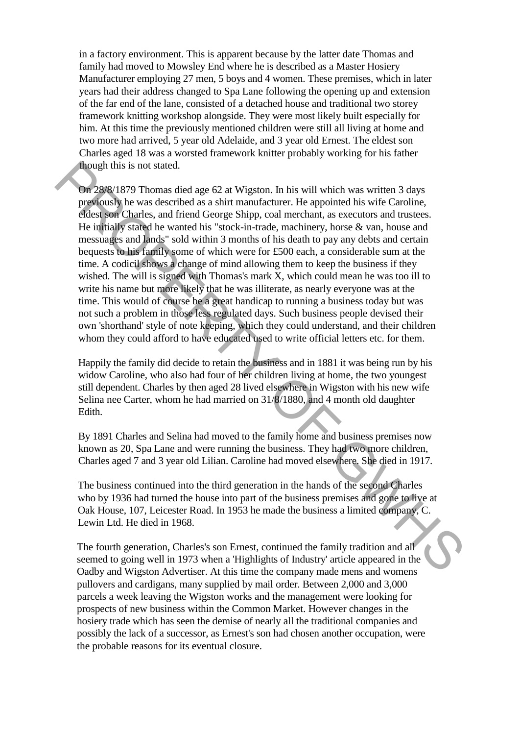in a factory environment. This is apparent because by the latter date Thomas and family had moved to Mowsley End where he is described as a Master Hosiery Manufacturer employing 27 men, 5 boys and 4 women. These premises, which in later years had their address changed to Spa Lane following the opening up and extension of the far end of the lane, consisted of a detached house and traditional two storey framework knitting workshop alongside. They were most likely built especially for him. At this time the previously mentioned children were still all living at home and two more had arrived, 5 year old Adelaide, and 3 year old Ernest. The eldest son Charles aged 18 was a worsted framework knitter probably working for his father though this is not stated.

On 28/8/1879 Thomas died age 62 at Wigston. In his will which was written 3 days previously he was described as a shirt manufacturer. He appointed his wife Caroline, eldest son Charles, and friend George Shipp, coal merchant, as executors and trustees. He initially stated he wanted his "stock-in-trade, machinery, horse & van, house and messuages and lands" sold within 3 months of his death to pay any debts and certain bequests to his family some of which were for £500 each, a considerable sum at the time. A codicil shows a change of mind allowing them to keep the business if they wished. The will is signed with Thomas's mark X, which could mean he was too ill to write his name but more likely that he was illiterate, as nearly everyone was at the time. This would of course be a great handicap to running a business today but was not such a problem in those less regulated days. Such business people devised their own 'shorthand' style of note keeping, which they could understand, and their children whom they could afford to have educated used to write official letters etc. for them.

Happily the family did decide to retain the business and in 1881 it was being run by his widow Caroline, who also had four of her children living at home, the two youngest still dependent. Charles by then aged 28 lived elsewhere in Wigston with his new wife Selina nee Carter, whom he had married on 31/8/1880, and 4 month old daughter Edith.

By 1891 Charles and Selina had moved to the family home and business premises now known as 20, Spa Lane and were running the business. They had two more children, Charles aged 7 and 3 year old Lilian. Caroline had moved elsewhere. She died in 1917.

The business continued into the third generation in the hands of the second Charles who by 1936 had turned the house into part of the business premises and gone to live at Oak House, 107, Leicester Road. In 1953 he made the business a limited company, C. Lewin Ltd. He died in 1968.

The fourth generation, Charles's son Ernest, continued the family tradition and all seemed to going well in 1973 when a 'Highlights of Industry' article appeared in the Oadby and Wigston Advertiser. At this time the company made mens and womens pullovers and cardigans, many supplied by mail order. Between 2,000 and 3,000 parcels a week leaving the Wigston works and the management were looking for prospects of new business within the Common Market. However changes in the hosiery trade which has seen the demise of nearly all the traditional companies and possibly the lack of a successor, as Ernest's son had chosen another occupation, were the probable reasons for its eventual closure.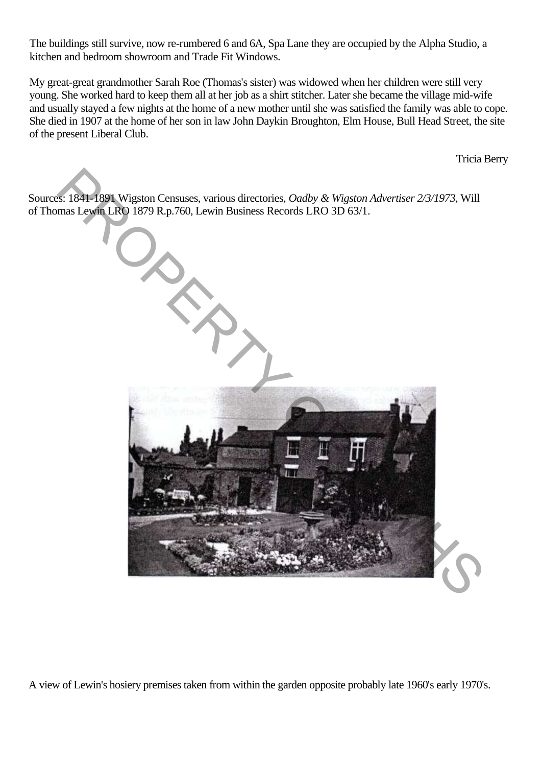The buildings still survive, now re-rumbered 6 and 6A, Spa Lane they are occupied by the Alpha Studio, a kitchen and bedroom showroom and Trade Fit Windows.

My great-great grandmother Sarah Roe (Thomas's sister) was widowed when her children were still very young. She worked hard to keep them all at her job as a shirt stitcher. Later she became the village mid-wife and usually stayed a few nights at the home of a new mother until she was satisfied the family was able to cope. She died in 1907 at the home of her son in law John Daykin Broughton, Elm House, Bull Head Street, the site of the present Liberal Club.

Tricia Berry

Sources: 1841-1891 Wigston Censuses, various directories, *Oadby & Wigston Advertiser 2/3/1973*, Will of Thomas Lewin LRO 1879 R.p.760, Lewin Business Records LRO 3D 63/1.

A view of Lewin's hosiery premises taken from within the garden opposite probably late 1960's early 1970's.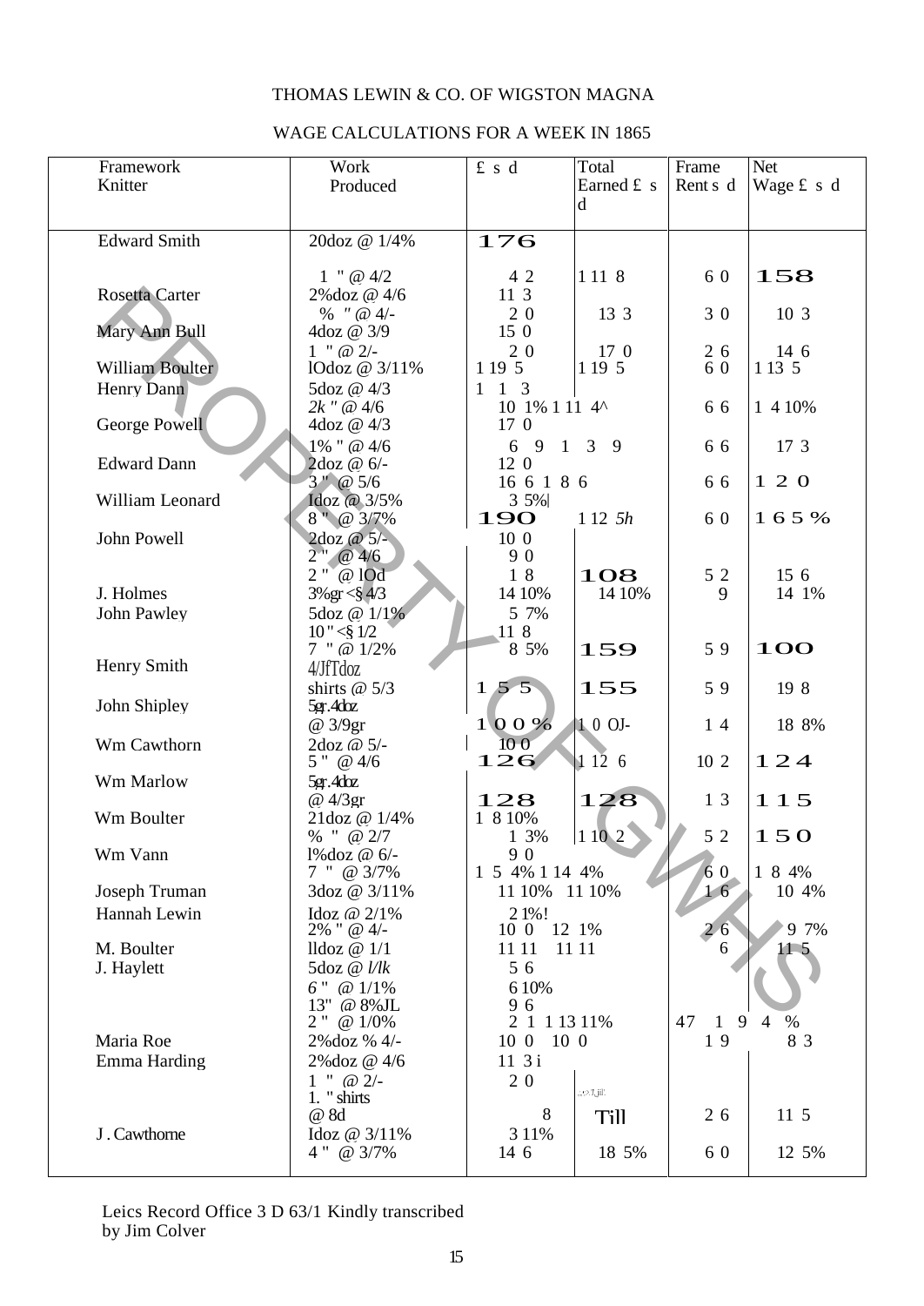THOMAS LEWIN & CO. OF WIGSTON MAGNA

WAGE CALCULATIONS FOR A WEEK IN 1865

| Framework Knitter | Work Produced | £ s d | Total Earned £ s d | Frame Rent s d | Net Wage £ s d |
|---|---|---|---|---|---|
| Edward Smith | 20doz @ 1/4% | 176 | | | |
| | 1 " @ 4/2 | 4 2 | 1 11 8 | 6 0 | 158 |
| Rosetta Carter | 2%doz @ 4/6 | 11 3 | | | |
| | % " @ 4/- | 2 0 | 13 3 | 3 0 | 10 3 |
| Mary Ann Bull | 4doz @ 3/9 | 15 0 | | | |
| | 1 " @ 2/- | 2 0 | 17 0 | 2 6 | 14 6 |
| William Boulter | lOdoz @ 3/11% | 1 19 5 | 1 19 5 | 6 0 | 1 13 5 |
| Henry Dann | 5doz @ 4/3 | 1 1 3 | | | |
| | *2k* " @ 4/6 | 10 1% 1 11 4^ | | 6 6 | 1 4 10% |
| George Powell | 4doz @ 4/3 | 17 0 | | | |
| | 1% " @ 4/6 | 6 9 | 1 3 9 | 6 6 | 17 3 |
| Edward Dann | 2doz @ 6/- | 12 0 | | | |
| | 3 " @ 5/6 | 16 6 1 8 6 | | 6 6 | 1 2 0 |
| William Leonard | Idoz @ 3/5% | 3 5% | | | |
| | 8 " @ 3/7% | 190 | 1 12 *5h* | 6 0 | 1 6 5 % |
| John Powell | 2doz @ 5/- | 10 0 | | | |
| | 2 " @ 4/6 | 9 0 | | | |
| | 2 " @ lOd | 1 8 | 108 | 5 2 | 15 6 |
| J. Holmes | 3%gr <§ 4/3 | 14 10% | 14 10% | 9 | 14 1% |
| John Pawley | 5doz @ 1/1% | 5 7% | | | |
| | 10 " <§ 1/2 | 11 8 | | | |
| | 7 " @ 1/2% | 8 5% | 159 | 5 9 | 100 |
| Henry Smith | 4/JfTdoz | | | | |
| | shirts @ 5/3 | 1 5 5 | 155 | 5 9 | 19 8 |
| John Shipley | 5gr.4doz | | | | |
| | @ 3/9gr | 1 0 0 % | 1 0 OJ- | 1 4 | 18 8% |
| Wm Cawthorn | 2doz @ 5/- | 10 0 | | | |
| | 5 " @ 4/6 | 126 | 1 12 6 | 10 2 | 1 2 4 |
| Wm Marlow | 5gr.4doz | | | | |
| | @ 4/3gr | 128 | 128 | 1 3 | 1 1 5 |
| Wm Boulter | 21doz @ 1/4% | 1 8 10% | | | |
| | % " @ 2/7 | 1 3% | 1 10 2 | 5 2 | 150 |
| Wm Vann | l%doz @ 6/- | 9 0 | | | |
| | 7 " @ 3/7% | 1 5 4% 1 14 4% | | 6 0 | 1 8 4% |
| Joseph Truman | 3doz @ 3/11% | 11 10% | 11 10% | 1 6 | 10 4% |
| Hannah Lewin | Idoz @ 2/1% | 2 1%! | | | |
| | 2% " @ 4/- | 10 0 | 12 1% | 2 6 | 9 7% |
| M. Boulter | lldoz @ 1/1 | 11 11 | 11 11 | 6 | 11 5 |
| J. Haylett | 5doz @ *l/lk* | 5 6 | | | |
| | 6 " @ 1/1% | 6 10% | | | |
| | 13" @ 8%JL | 9 6 | | | |
| | 2 " @ 1/0% | 2 1 1 13 11% | | 47 1 9 | 4 % |
| Maria Roe | 2%doz % 4/- | 10 0 | 10 0 | 1 9 | 8 3 |
| Emma Harding | 2%doz @ 4/6 | 11 3 i | | | |
| | 1 " @ 2/- | 2 0 | | | |
| | 1. " shirts @ 8d | 8 | Till | 2 6 | 11 5 |
| J . Cawthorne | Idoz @ 3/11% | 3 11% | | | |
| | 4 " @ 3/7% | 14 6 | 18 5% | 6 0 | 12 5% |

Leics Record Office 3 D 63/1 Kindly transcribed by Jim Colver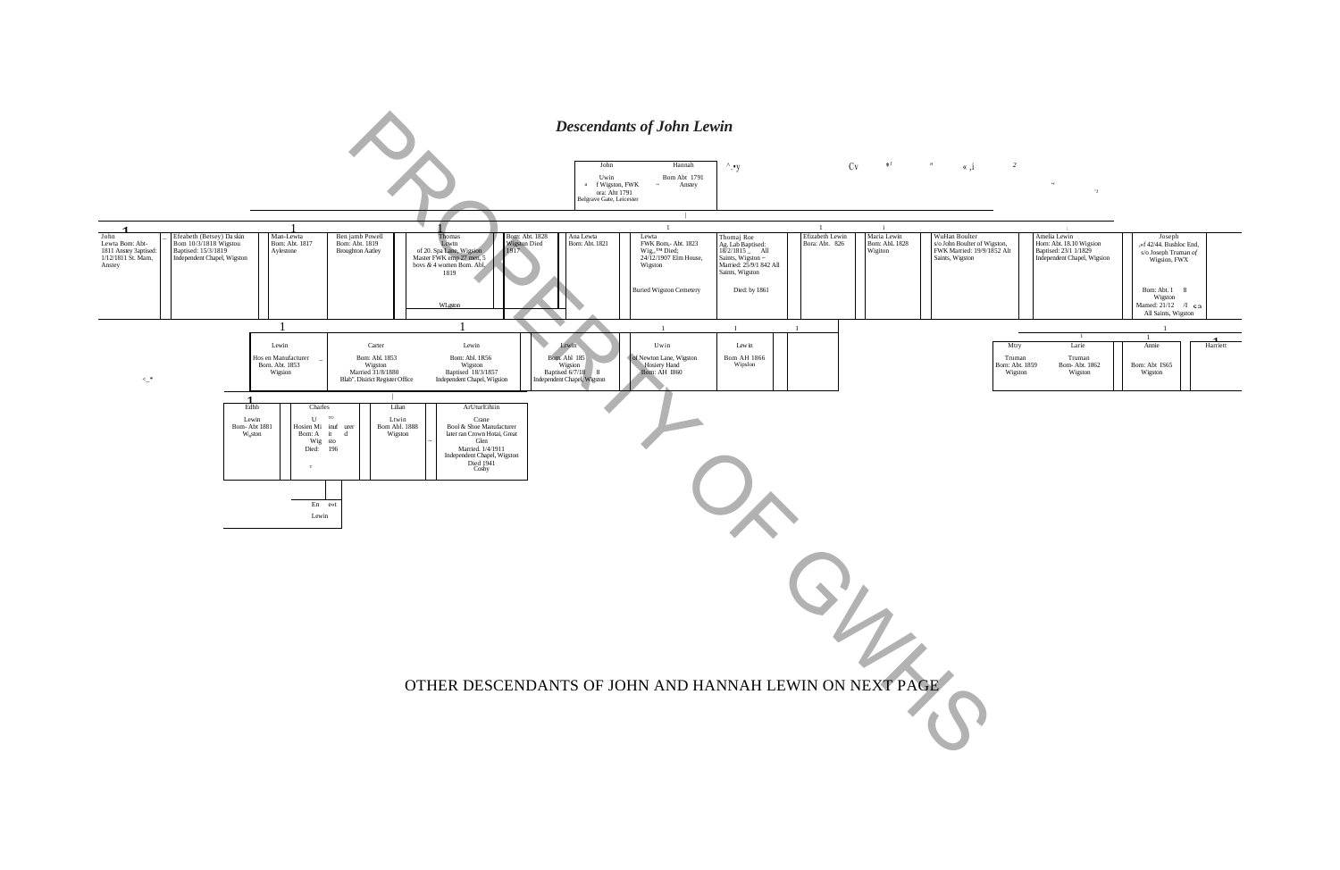# *Descendants of John Lewin*

John Lewin
of Wigston, FWK
Born: Abt 1791
Belgrave Gate, Leicester

Hannah
Born Abt 1791
Anstey

---

John Lewin Born: Abt 1811 Anstey Baptised: 1/12/1811 St. Mary, Anstey

Elizabeth (Betsey) Daskin Born 10/3/1818 Wigston Baptised: 15/3/1819 Independent Chapel, Wigston

Mary Lewin Born: Abt. 1817 Aylestone

Benjamin Powell Born: Abt. 1819 Broughton Astley

Thomas Lewin of 20. Spa Lane, Wigston Master FWK emp 27 men, 5 boys & 4 women Born. Abt. 1819

Born: Abt. 1828 Wigston Died 1917

Ann Lewin Born: Abt. 1821

Lewin FWK Born: Abt. 1823 Wigston Died: 24/12/1907 Elm House, Wigston
Buried Wigston Cemetery

Thomas Roe Ag. Lab Baptised: 18/2/1815 All Saints, Wigston Married: 25/9/1842 All Saints, Wigston
Died: by 1861

Elizabeth Lewin Born: Abt. 1826

Maria Lewin Born: Abt. 1828 Wigston

William Boulter s/o John Boulter of Wigston, FWK Married: 19/9/1852 All Saints, Wigston

Amelia Lewin Born: Abt. 18.10 Wigston Baptised: 23/1/1829 Independent Chapel, Wigston

Joseph of 42/44, Bushloe End, s/o Joseph Truman of Wigston, FWX
Born: Abt. 1818 Wigston Married: 21/12 All Saints, Wigston

---

Lewin Hosiery Manufacturer Born. Abt. 1853 Wigston

Carter Born: Abt. 1853 Wigston Married 31/8/1880 Blaby District Register Office

Lewin Born: Abt. 1856 Wigston Baptised 18/3/1857 Independent Chapel, Wigston

Lewin Born: Abt 185 Wigston Baptised 6/7/18 8 Independent Chapel, Wigston

Lewin of Newton Lane, Wigston Hosiery Hand Born: Abt 1860

Lewin Born Abt 1866 Wigston

Mary Truman Born: Abt. 1859 Wigston

Larie Truman Born: Abt. 1862 Wigston

Annie Born: Abt 1865 Wigston

Harriett

---

Edith Lewin Born: Abt 1881 Wigston

Charles Lewin Hosiery Manufacturer Born: Abt Wigston Died: 196

Lilian Lewin Born: Abt. 1888 Wigston

Arthur Edwin Crane Boot & Shoe Manufacturer later ran Crown Hotel, Great Glen Married. 1/4/1911 Independent Chapel, Wigston Died 1941 Cosby

Ernest Lewin

OTHER DESCENDANTS OF JOHN AND HANNAH LEWIN ON NEXT PAGE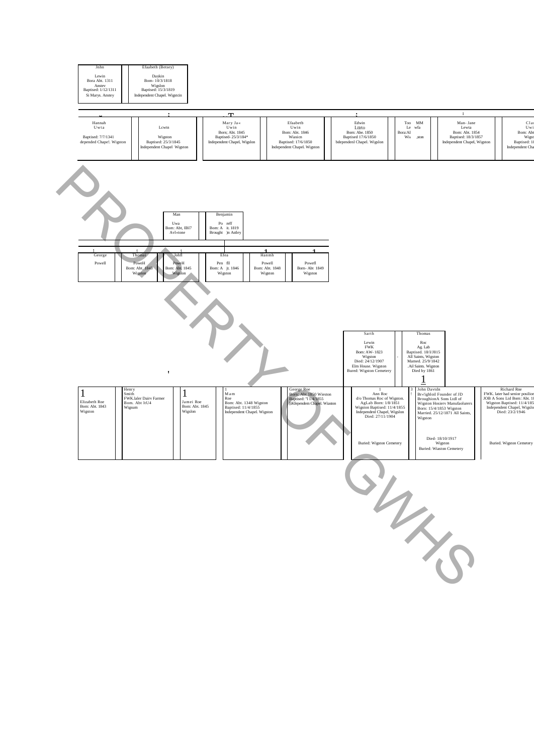| | |
|---|---|
| Jnhn<br>Lewin<br>Bora Abt. 1311<br>Anstev<br>Baptised: 1/12/1311<br>Si Marys. Anstey | Efaabeth (Betsey)<br>Daykin<br>Bom- 10/3/1818<br>Wigslon<br>Baptised: 15/3/1819<br>Independent Chapel. Wigstcin |

| | | | | | | | |
|---|---|---|---|---|---|---|---|
| Hannah<br>Uwta<br>Baptised: 7/7/1341<br>depended Chape!. Wigston | Lcwtn<br>Wigston<br>Baptised: 25/3/1845<br>Independent Chapel Wigston | Mary Ja«<br>Uwin<br>Born; Abt. 1845<br>Baptised- 25/3/184*<br>Independent Chapel, Wigslon | Efaabetb<br>Uwin<br>Bom: Abt. 1846<br>Wiasicn<br>Baptised: 17/6/1850<br>Independent Chapel. Wigston | Edwin<br>Lttrto<br>Bom: Abe. 1850<br>Baptised 17/6/1850<br>bdependenl Chapel. Wigslon | Too MM<br>Le wfa<br>Bora:AI<br>Wis ,ston | Man- Jane<br>Lewta<br>Bom: Abt. 1854<br>Baptised: 18/3/1857<br>Independent Chapel, Wigston | Cla<br>Uwi<br>Bom: Abt<br>Wigst<br>Baptised: 18<br>Independent Cha |

| | |
|---|---|
| Man<br>Uwa<br>Bom: Abt, IBI7<br>Avl«tone | Benjamin<br>Po reff<br>Bom: A it. 1819<br>Brought )n Astley |

| | | | | | |
|---|---|---|---|---|---|
| George<br>Powell | Thomai<br>PoweH<br>Bom: Abt. 1843<br>Wigston | Johll<br>PoweH<br>Bom: Abt. 1845<br>Wigslon | Efea<br>Pen fll<br>Bom: A jt. 1846<br>Wigston | Hanmh<br>Powell<br>Bom: Abt. 1848<br>Wigston | Powefl<br>Bom- Abt 1849<br>Wigston |

| | |
|---|---|
| Sarth<br>Lewin<br>FWK<br>Bom: AW- 1823<br>Wigston<br>Died: 24/12/1907<br>Elm House. Wigston<br>Bured: Wigston Cemetery | Thomas<br>Roc<br>Ag Lab<br>Baptised. 18/1/J815<br>All Saints, Wigston<br>Mamed. 25/9/1842<br>.Ail Saints. Wigston<br>Died by 1861 |

| | | | | | | | | |
|---|---|---|---|---|---|---|---|---|
| Elizabeth Roe<br>Bom: Abt. 1843<br>Wigston | Henry<br>Smith<br>FWK.laler Dairv Farmer<br>Bom. Abt ltU4<br>Wigsum | Jamei Roe<br>Bom: Abt. 1845<br>Wigslon | Mam<br>Roe<br>Bom: Abt. 1348 Wigston<br>Baptised: 11/4/1855<br>Independent Chapel. Wigston | George Roe<br>Born: Abt 1850 Wieston<br>Baptised: "l 1/4/1855<br>[iKfependem Chapel. Wiaston | Ann Roc<br>d/o Thomas Roc of Wigston.<br>AgLab Born: 1/8/1851<br>Wigston Baptised: 11/4/1855<br>Independenl Chapel, Wigslon<br>Died: 27/11/1904<br>Buried: Wigston Cemetery | John Davidn<br>Br«ighloil Founder of JD<br>BroughionA Sons Ltdl of<br>Wigston Hosierv Manufaolurers<br>Born: 15/4/1853 Wigston<br>Married. 25/12/1871 All Saints,<br>Wigston<br>Died- 18/10/1917<br>Wigston<br>Buried: Wiaston Cemetery | Richard Rne<br>FWK. later had senior posilion<br>JOB A Sons Lid Born: Abt. 1<br>Wigston Baptised: 11/4/185<br>Independent Chapel, Wigslo<br>Died: 23/2/1946<br>Buried. Wigston Cemetery |